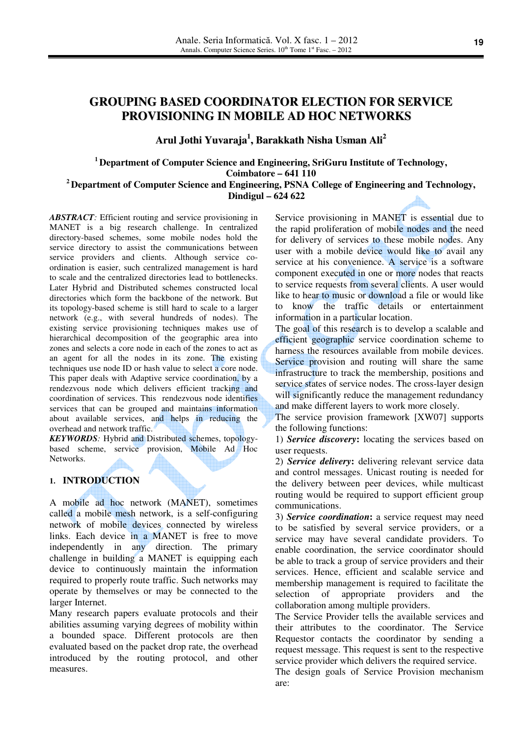# GROUPING BASED COORDINATOR ELECTION FOR SERVICE PROVISIONING IN MOBILE AD HOC NETWORKS

**Arul Jothi Yuvaraja[1], Barakkath Nisha Usman Ali[2]**

**[1] Department of Computer Science and Engineering, SriGuru Institute of Technology, Coimbatore – 641 110**
**[2] Department of Computer Science and Engineering, PSNA College of Engineering and Technology, Dindigul – 624 622**

***ABSTRACT**:* Efficient routing and service provisioning in MANET is a big research challenge. In centralized directory-based schemes, some mobile nodes hold the service directory to assist the communications between service providers and clients. Although service co-ordination is easier, such centralized management is hard to scale and the centralized directories lead to bottlenecks. Later Hybrid and Distributed schemes constructed local directories which form the backbone of the network. But its topology-based scheme is still hard to scale to a larger network (e.g., with several hundreds of nodes). The existing service provisioning techniques makes use of hierarchical decomposition of the geographic area into zones and selects a core node in each of the zones to act as an agent for all the nodes in its zone. The existing techniques use node ID or hash value to select a core node. This paper deals with Adaptive service coordination, by a rendezvous node which delivers efficient tracking and coordination of services. This rendezvous node identifies services that can be grouped and maintains information about available services, and helps in reducing the overhead and network traffic.

***KEYWORDS**:* Hybrid and Distributed schemes, topology-based scheme, service provision, Mobile Ad Hoc Networks.

## 1. INTRODUCTION

A mobile ad hoc network (MANET), sometimes called a mobile mesh network, is a self-configuring network of mobile devices connected by wireless links. Each device in a MANET is free to move independently in any direction. The primary challenge in building a MANET is equipping each device to continuously maintain the information required to properly route traffic. Such networks may operate by themselves or may be connected to the larger Internet.

Many research papers evaluate protocols and their abilities assuming varying degrees of mobility within a bounded space. Different protocols are then evaluated based on the packet drop rate, the overhead introduced by the routing protocol, and other measures.

Service provisioning in MANET is essential due to the rapid proliferation of mobile nodes and the need for delivery of services to these mobile nodes. Any user with a mobile device would like to avail any service at his convenience. A service is a software component executed in one or more nodes that reacts to service requests from several clients. A user would like to hear to music or download a file or would like to know the traffic details or entertainment information in a particular location.

The goal of this research is to develop a scalable and efficient geographic service coordination scheme to harness the resources available from mobile devices. Service provision and routing will share the same infrastructure to track the membership, positions and service states of service nodes. The cross-layer design will significantly reduce the management redundancy and make different layers to work more closely.

The service provision framework [XW07] supports the following functions:

1) ***Service discovery*****:** locating the services based on user requests.

2) ***Service delivery*****:** delivering relevant service data and control messages. Unicast routing is needed for the delivery between peer devices, while multicast routing would be required to support efficient group communications.

3) ***Service coordination*****:** a service request may need to be satisfied by several service providers, or a service may have several candidate providers. To enable coordination, the service coordinator should be able to track a group of service providers and their services. Hence, efficient and scalable service and membership management is required to facilitate the selection of appropriate providers and the collaboration among multiple providers.

The Service Provider tells the available services and their attributes to the coordinator. The Service Requestor contacts the coordinator by sending a request message. This request is sent to the respective service provider which delivers the required service.

The design goals of Service Provision mechanism are: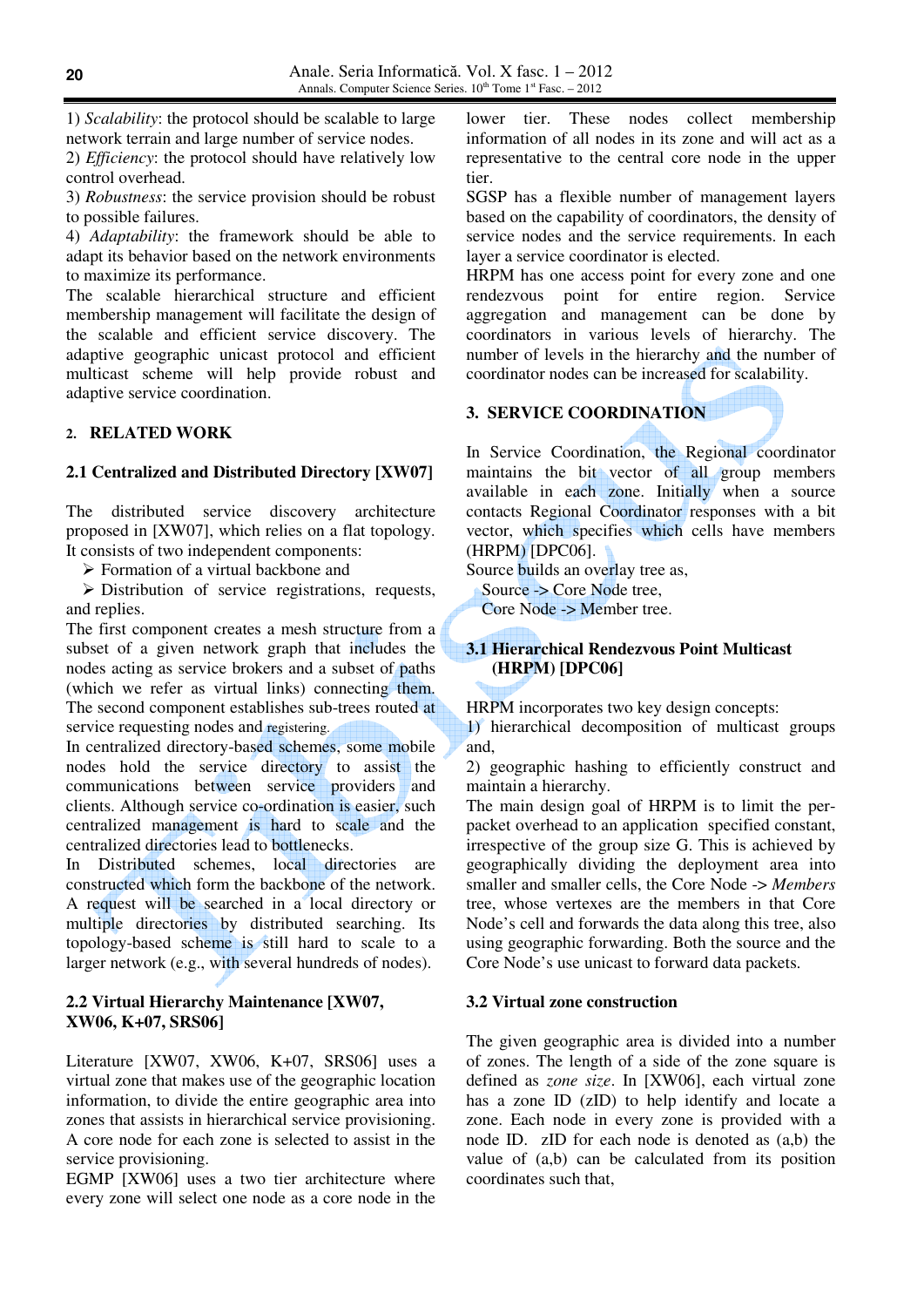1) *Scalability*: the protocol should be scalable to large network terrain and large number of service nodes.
2) *Efficiency*: the protocol should have relatively low control overhead.
3) *Robustness*: the service provision should be robust to possible failures.
4) *Adaptability*: the framework should be able to adapt its behavior based on the network environments to maximize its performance.

The scalable hierarchical structure and efficient membership management will facilitate the design of the scalable and efficient service discovery. The adaptive geographic unicast protocol and efficient multicast scheme will help provide robust and adaptive service coordination.

## 2. RELATED WORK

### 2.1 Centralized and Distributed Directory [XW07]

The distributed service discovery architecture proposed in [XW07], which relies on a flat topology. It consists of two independent components:

- Formation of a virtual backbone and
- Distribution of service registrations, requests, and replies.

The first component creates a mesh structure from a subset of a given network graph that includes the nodes acting as service brokers and a subset of paths (which we refer as virtual links) connecting them. The second component establishes sub-trees routed at service requesting nodes and registering.

In centralized directory-based schemes, some mobile nodes hold the service directory to assist the communications between service providers and clients. Although service co-ordination is easier, such centralized management is hard to scale and the centralized directories lead to bottlenecks.

In Distributed schemes, local directories are constructed which form the backbone of the network. A request will be searched in a local directory or multiple directories by distributed searching. Its topology-based scheme is still hard to scale to a larger network (e.g., with several hundreds of nodes).

### 2.2 Virtual Hierarchy Maintenance [XW07, XW06, K+07, SRS06]

Literature [XW07, XW06, K+07, SRS06] uses a virtual zone that makes use of the geographic location information, to divide the entire geographic area into zones that assists in hierarchical service provisioning. A core node for each zone is selected to assist in the service provisioning.

EGMP [XW06] uses a two tier architecture where every zone will select one node as a core node in the lower tier. These nodes collect membership information of all nodes in its zone and will act as a representative to the central core node in the upper tier.

SGSP has a flexible number of management layers based on the capability of coordinators, the density of service nodes and the service requirements. In each layer a service coordinator is elected.

HRPM has one access point for every zone and one rendezvous point for entire region. Service aggregation and management can be done by coordinators in various levels of hierarchy. The number of levels in the hierarchy and the number of coordinator nodes can be increased for scalability.

## 3. SERVICE COORDINATION

In Service Coordination, the Regional coordinator maintains the bit vector of all group members available in each zone. Initially when a source contacts Regional Coordinator responses with a bit vector, which specifies which cells have members (HRPM) [DPC06].

Source builds an overlay tree as,
Source -> Core Node tree,
Core Node -> Member tree.

### 3.1 Hierarchical Rendezvous Point Multicast (HRPM) [DPC06]

HRPM incorporates two key design concepts:
1) hierarchical decomposition of multicast groups and,
2) geographic hashing to efficiently construct and maintain a hierarchy.

The main design goal of HRPM is to limit the per-packet overhead to an application specified constant, irrespective of the group size G. This is achieved by geographically dividing the deployment area into smaller and smaller cells, the Core Node -> *Members* tree, whose vertexes are the members in that Core Node's cell and forwards the data along this tree, also using geographic forwarding. Both the source and the Core Node's use unicast to forward data packets.

### 3.2 Virtual zone construction

The given geographic area is divided into a number of zones. The length of a side of the zone square is defined as *zone size*. In [XW06], each virtual zone has a zone ID (zID) to help identify and locate a zone. Each node in every zone is provided with a node ID. zID for each node is denoted as (a,b) the value of (a,b) can be calculated from its position coordinates such that,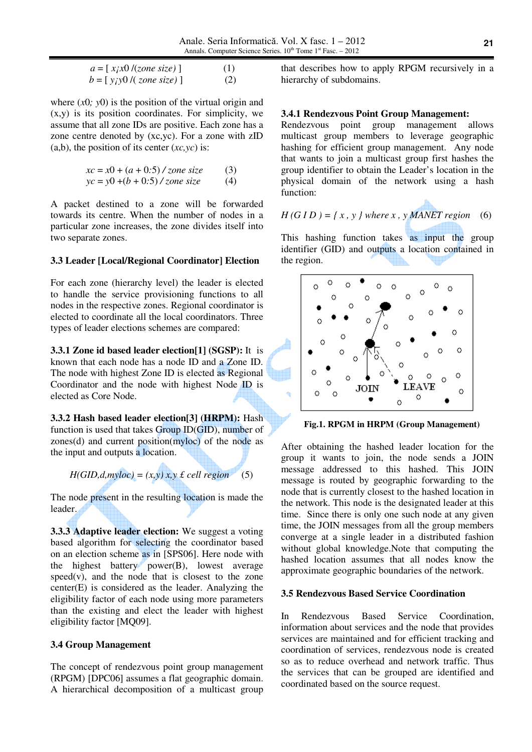$$a = [\, x_i x0 \,/(zone\ size)\,] \qquad (1)$$

$$b = [\, y_i y0 \,/(\,zone\ size)\,] \qquad (2)$$

where $(x0;\ y0)$ is the position of the virtual origin and (x,y) is its position coordinates. For simplicity, we assume that all zone IDs are positive. Each zone has a zone centre denoted by (xc,yc). For a zone with zID (a,b), the position of its center $(xc,yc)$ is:

$$xc = x0 + (a + 0{:}5)\,/\,zone\ size \qquad (3)$$

$$yc = y0 + (b + 0{:}5)\,/\,zone\ size \qquad (4)$$

A packet destined to a zone will be forwarded towards its centre. When the number of nodes in a particular zone increases, the zone divides itself into two separate zones.

### 3.3 Leader [Local/Regional Coordinator] Election

For each zone (hierarchy level) the leader is elected to handle the service provisioning functions to all nodes in the respective zones. Regional coordinator is elected to coordinate all the local coordinators. Three types of leader elections schemes are compared:

**3.3.1 Zone id based leader election[1] (SGSP):** It is known that each node has a node ID and a Zone ID. The node with highest Zone ID is elected as Regional Coordinator and the node with highest Node ID is elected as Core Node.

**3.3.2 Hash based leader election[3] (HRPM):** Hash function is used that takes Group ID(GID), number of zones(d) and current position(myloc) of the node as the input and outputs a location.

$$H(GID,d,myloc) = (x,y)\ x,y\ \pounds\ cell\ region \qquad (5)$$

The node present in the resulting location is made the leader.

**3.3.3 Adaptive leader election:** We suggest a voting based algorithm for selecting the coordinator based on an election scheme as in [SPS06]. Here node with the highest battery power(B), lowest average speed(v), and the node that is closest to the zone center(E) is considered as the leader. Analyzing the eligibility factor of each node using more parameters than the existing and elect the leader with highest eligibility factor [MQ09].

### 3.4 Group Management

The concept of rendezvous point group management (RPGM) [DPC06] assumes a flat geographic domain. A hierarchical decomposition of a multicast group that describes how to apply RPGM recursively in a hierarchy of subdomains.

**3.4.1 Rendezvous Point Group Management:** Rendezvous point group management allows multicast group members to leverage geographic hashing for efficient group management. Any node that wants to join a multicast group first hashes the group identifier to obtain the Leader's location in the physical domain of the network using a hash function:

$$H(G\,I\,D) = \{\,x\,,\,y\,\}\ where\ x\,,\,y\ MANET\ region \qquad (6)$$

This hashing function takes as input the group identifier (GID) and outputs a location contained in the region.

Fig.1. RPGM in HRPM (Group Management)

After obtaining the hashed leader location for the group it wants to join, the node sends a JOIN message addressed to this hashed. This JOIN message is routed by geographic forwarding to the node that is currently closest to the hashed location in the network. This node is the designated leader at this time. Since there is only one such node at any given time, the JOIN messages from all the group members converge at a single leader in a distributed fashion without global knowledge.Note that computing the hashed location assumes that all nodes know the approximate geographic boundaries of the network.

### 3.5 Rendezvous Based Service Coordination

In Rendezvous Based Service Coordination, information about services and the node that provides services are maintained and for efficient tracking and coordination of services, rendezvous node is created so as to reduce overhead and network traffic. Thus the services that can be grouped are identified and coordinated based on the source request.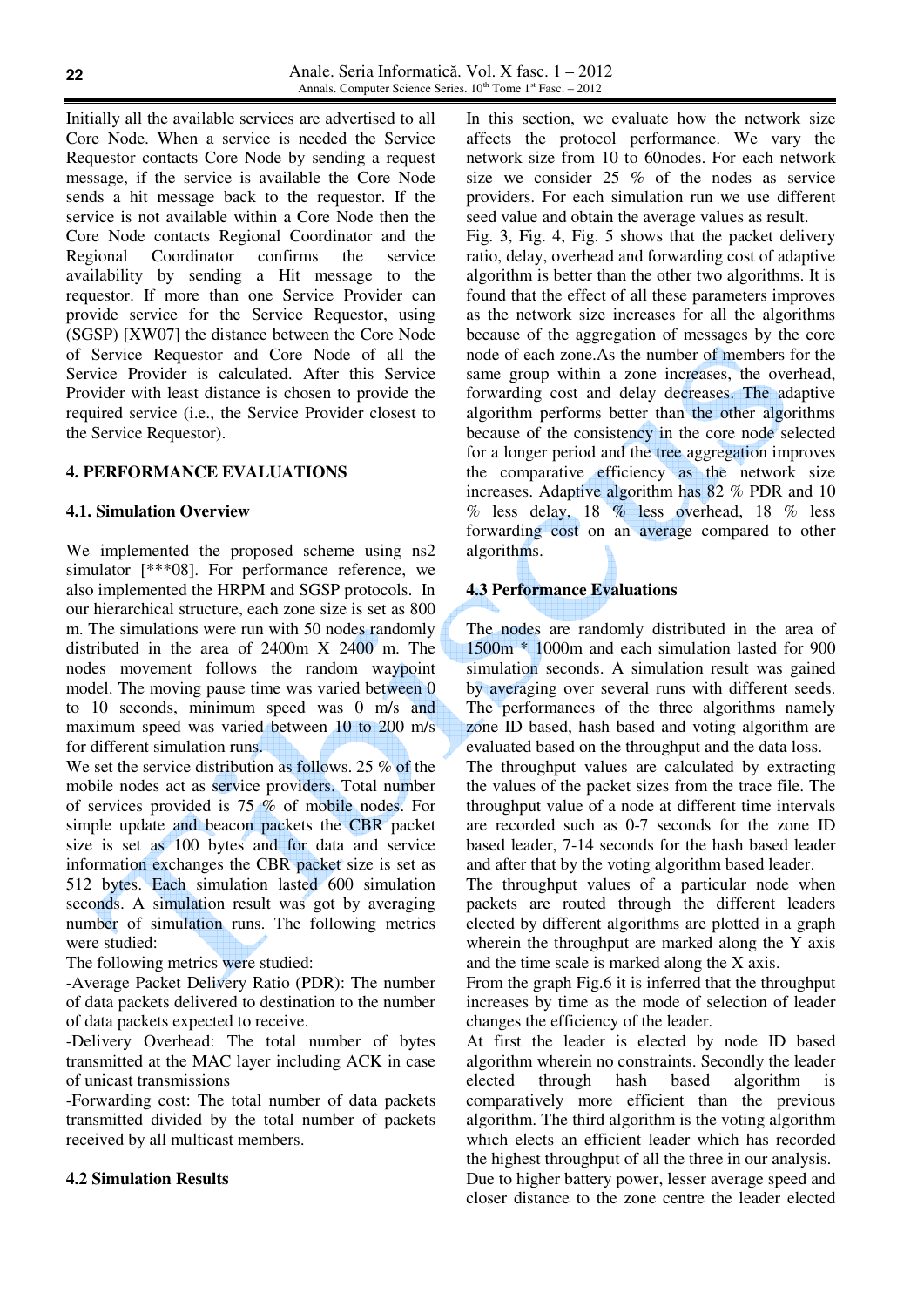Initially all the available services are advertised to all Core Node. When a service is needed the Service Requestor contacts Core Node by sending a request message, if the service is available the Core Node sends a hit message back to the requestor. If the service is not available within a Core Node then the Core Node contacts Regional Coordinator and the Regional Coordinator confirms the service availability by sending a Hit message to the requestor. If more than one Service Provider can provide service for the Service Requestor, using (SGSP) [XW07] the distance between the Core Node of Service Requestor and Core Node of all the Service Provider is calculated. After this Service Provider with least distance is chosen to provide the required service (i.e., the Service Provider closest to the Service Requestor).

## 4. PERFORMANCE EVALUATIONS

### 4.1. Simulation Overview

We implemented the proposed scheme using ns2 simulator [***08]. For performance reference, we also implemented the HRPM and SGSP protocols. In our hierarchical structure, each zone size is set as 800 m. The simulations were run with 50 nodes randomly distributed in the area of 2400m X 2400 m. The nodes movement follows the random waypoint model. The moving pause time was varied between 0 to 10 seconds, minimum speed was 0 m/s and maximum speed was varied between 10 to 200 m/s for different simulation runs.

We set the service distribution as follows. 25 % of the mobile nodes act as service providers. Total number of services provided is 75 % of mobile nodes. For simple update and beacon packets the CBR packet size is set as 100 bytes and for data and service information exchanges the CBR packet size is set as 512 bytes. Each simulation lasted 600 simulation seconds. A simulation result was got by averaging number of simulation runs. The following metrics were studied:

The following metrics were studied:

-Average Packet Delivery Ratio (PDR): The number of data packets delivered to destination to the number of data packets expected to receive.

-Delivery Overhead: The total number of bytes transmitted at the MAC layer including ACK in case of unicast transmissions

-Forwarding cost: The total number of data packets transmitted divided by the total number of packets received by all multicast members.

### 4.2 Simulation Results

In this section, we evaluate how the network size affects the protocol performance. We vary the network size from 10 to 60nodes. For each network size we consider 25 % of the nodes as service providers. For each simulation run we use different seed value and obtain the average values as result.

Fig. 3, Fig. 4, Fig. 5 shows that the packet delivery ratio, delay, overhead and forwarding cost of adaptive algorithm is better than the other two algorithms. It is found that the effect of all these parameters improves as the network size increases for all the algorithms because of the aggregation of messages by the core node of each zone.As the number of members for the same group within a zone increases, the overhead, forwarding cost and delay decreases. The adaptive algorithm performs better than the other algorithms because of the consistency in the core node selected for a longer period and the tree aggregation improves the comparative efficiency as the network size increases. Adaptive algorithm has 82 % PDR and 10 % less delay, 18 % less overhead, 18 % less forwarding cost on an average compared to other algorithms.

### 4.3 Performance Evaluations

The nodes are randomly distributed in the area of 1500m * 1000m and each simulation lasted for 900 simulation seconds. A simulation result was gained by averaging over several runs with different seeds. The performances of the three algorithms namely zone ID based, hash based and voting algorithm are evaluated based on the throughput and the data loss.

The throughput values are calculated by extracting the values of the packet sizes from the trace file. The throughput value of a node at different time intervals are recorded such as 0-7 seconds for the zone ID based leader, 7-14 seconds for the hash based leader and after that by the voting algorithm based leader.

The throughput values of a particular node when packets are routed through the different leaders elected by different algorithms are plotted in a graph wherein the throughput are marked along the Y axis and the time scale is marked along the X axis.

From the graph Fig.6 it is inferred that the throughput increases by time as the mode of selection of leader changes the efficiency of the leader.

At first the leader is elected by node ID based algorithm wherein no constraints. Secondly the leader elected through hash based algorithm is comparatively more efficient than the previous algorithm. The third algorithm is the voting algorithm which elects an efficient leader which has recorded the highest throughput of all the three in our analysis. Due to higher battery power, lesser average speed and closer distance to the zone centre the leader elected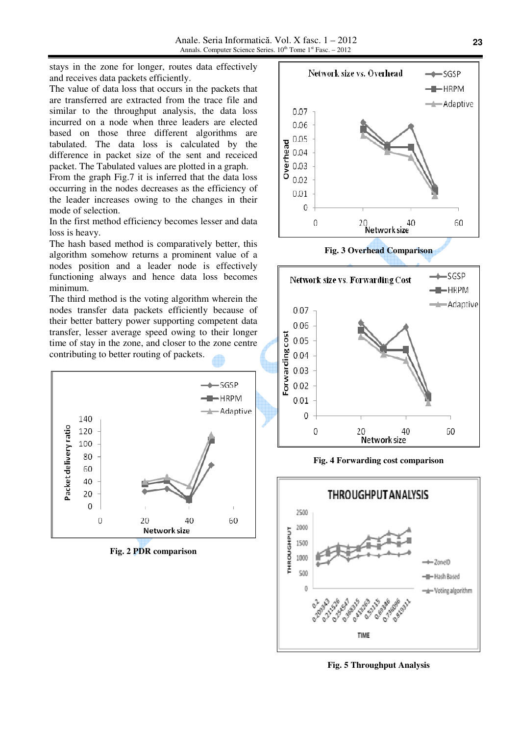stays in the zone for longer, routes data effectively and receives data packets efficiently.

The value of data loss that occurs in the packets that are transferred are extracted from the trace file and similar to the throughput analysis, the data loss incurred on a node when three leaders are elected based on those three different algorithms are tabulated. The data loss is calculated by the difference in packet size of the sent and receiced packet. The Tabulated values are plotted in a graph.

From the graph Fig.7 it is inferred that the data loss occurring in the nodes decreases as the efficiency of the leader increases owing to the changes in their mode of selection.

In the first method efficiency becomes lesser and data loss is heavy.

The hash based method is comparatively better, this algorithm somehow returns a prominent value of a nodes position and a leader node is effectively functioning always and hence data loss becomes minimum.

The third method is the voting algorithm wherein the nodes transfer data packets efficiently because of their better battery power supporting competent data transfer, lesser average speed owing to their longer time of stay in the zone, and closer to the zone centre contributing to better routing of packets.

**Fig. 2 PDR comparison**

**Fig. 3 Overhead Comparison**

**Fig. 4 Forwarding cost comparison**

**Fig. 5 Throughput Analysis**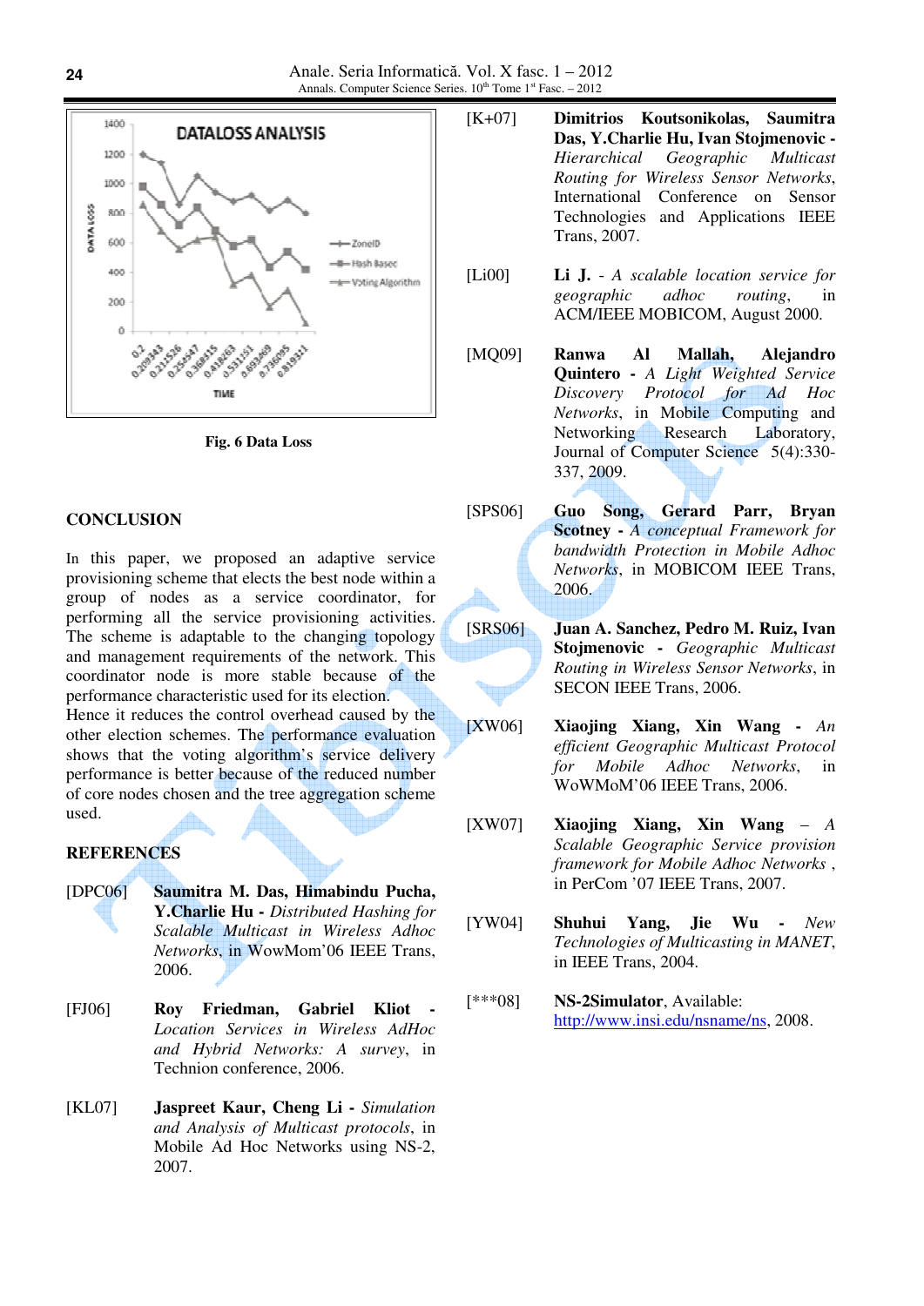DATALOSS ANALYSIS

DATA LOSS

1400
1200
1000
800
600
400
200
0

0.2
0.209343
0.211526
0.254547
0.368315
0.418263
0.531151
0.693469
0.736095
0.819311

TIME

ZoneID
Hash Based
Voting Algorithm

**Fig. 6 Data Loss**

## CONCLUSION

In this paper, we proposed an adaptive service provisioning scheme that elects the best node within a group of nodes as a service coordinator, for performing all the service provisioning activities. The scheme is adaptable to the changing topology and management requirements of the network. This coordinator node is more stable because of the performance characteristic used for its election. Hence it reduces the control overhead caused by the other election schemes. The performance evaluation shows that the voting algorithm's service delivery performance is better because of the reduced number of core nodes chosen and the tree aggregation scheme used.

## REFERENCES

[DPC06] **Saumitra M. Das, Himabindu Pucha, Y.Charlie Hu -** *Distributed Hashing for Scalable Multicast in Wireless Adhoc Networks*, in WowMom'06 IEEE Trans, 2006.

[FJ06] **Roy Friedman, Gabriel Kliot -** *Location Services in Wireless AdHoc and Hybrid Networks: A survey*, in Technion conference, 2006.

[KL07] **Jaspreet Kaur, Cheng Li -** *Simulation and Analysis of Multicast protocols*, in Mobile Ad Hoc Networks using NS-2, 2007.

[K+07] **Dimitrios Koutsonikolas, Saumitra Das, Y.Charlie Hu, Ivan Stojmenovic -** *Hierarchical Geographic Multicast Routing for Wireless Sensor Networks*, International Conference on Sensor Technologies and Applications IEEE Trans, 2007.

[Li00] **Li J.** - *A scalable location service for geographic adhoc routing*, in ACM/IEEE MOBICOM, August 2000.

[MQ09] **Ranwa Al Mallah, Alejandro Quintero -** *A Light Weighted Service Discovery Protocol for Ad Hoc Networks*, in Mobile Computing and Networking Research Laboratory, Journal of Computer Science 5(4):330-337, 2009.

[SPS06] **Guo Song, Gerard Parr, Bryan Scotney -** *A conceptual Framework for bandwidth Protection in Mobile Adhoc Networks*, in MOBICOM IEEE Trans, 2006.

[SRS06] **Juan A. Sanchez, Pedro M. Ruiz, Ivan Stojmenovic -** *Geographic Multicast Routing in Wireless Sensor Networks*, in SECON IEEE Trans, 2006.

[XW06] **Xiaojing Xiang, Xin Wang -** *An efficient Geographic Multicast Protocol for Mobile Adhoc Networks*, in WoWMoM'06 IEEE Trans, 2006.

[XW07] **Xiaojing Xiang, Xin Wang** – *A Scalable Geographic Service provision framework for Mobile Adhoc Networks* , in PerCom '07 IEEE Trans, 2007.

[YW04] **Shuhui Yang, Jie Wu -** *New Technologies of Multicasting in MANET*, in IEEE Trans, 2004.

[***08] **NS-2Simulator**, Available: http://www.insi.edu/nsname/ns, 2008.